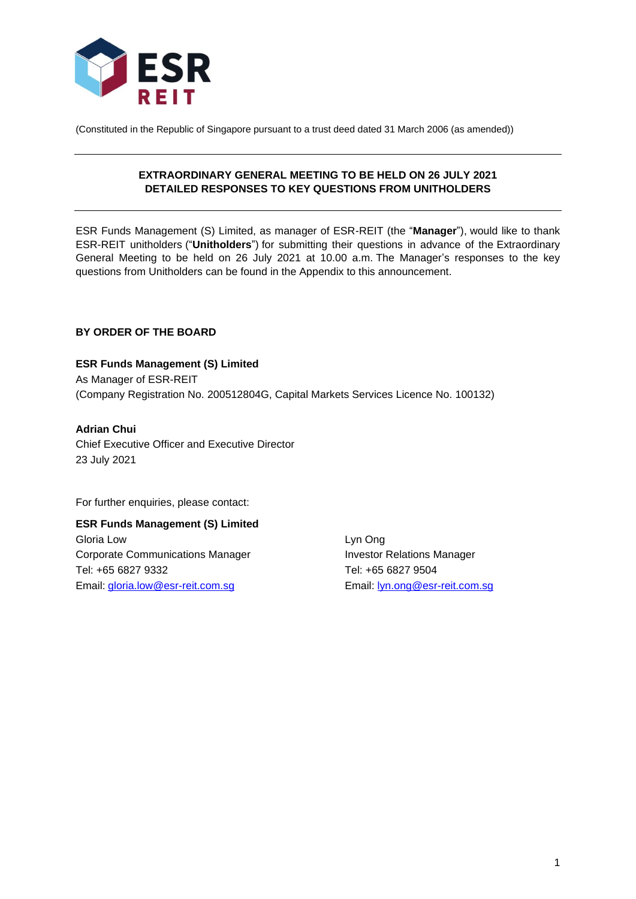ESR REIT

(Constituted in the Republic of Singapore pursuant to a trust deed dated 31 March 2006 (as amended))

---

**EXTRAORDINARY GENERAL MEETING TO BE HELD ON 26 JULY 2021**
**DETAILED RESPONSES TO KEY QUESTIONS FROM UNITHOLDERS**

---

ESR Funds Management (S) Limited, as manager of ESR-REIT (the "**Manager**"), would like to thank ESR-REIT unitholders ("**Unitholders**") for submitting their questions in advance of the Extraordinary General Meeting to be held on 26 July 2021 at 10.00 a.m. The Manager's responses to the key questions from Unitholders can be found in the Appendix to this announcement.

**BY ORDER OF THE BOARD**

**ESR Funds Management (S) Limited**
As Manager of ESR-REIT
(Company Registration No. 200512804G, Capital Markets Services Licence No. 100132)

**Adrian Chui**
Chief Executive Officer and Executive Director
23 July 2021

For further enquiries, please contact:

**ESR Funds Management (S) Limited**

Gloria Low
Corporate Communications Manager
Tel: +65 6827 9332
Email: gloria.low@esr-reit.com.sg

Lyn Ong
Investor Relations Manager
Tel: +65 6827 9504
Email: lyn.ong@esr-reit.com.sg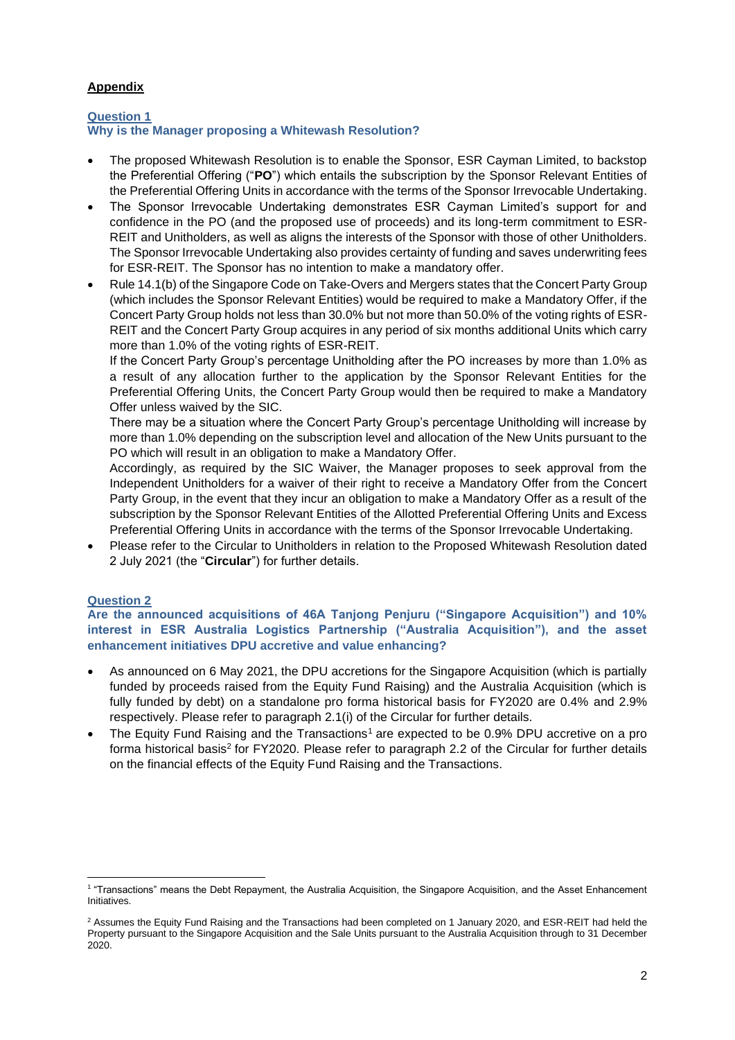## Appendix

### Question 1
### Why is the Manager proposing a Whitewash Resolution?

- The proposed Whitewash Resolution is to enable the Sponsor, ESR Cayman Limited, to backstop the Preferential Offering ("**PO**") which entails the subscription by the Sponsor Relevant Entities of the Preferential Offering Units in accordance with the terms of the Sponsor Irrevocable Undertaking.
- The Sponsor Irrevocable Undertaking demonstrates ESR Cayman Limited's support for and confidence in the PO (and the proposed use of proceeds) and its long-term commitment to ESR-REIT and Unitholders, as well as aligns the interests of the Sponsor with those of other Unitholders. The Sponsor Irrevocable Undertaking also provides certainty of funding and saves underwriting fees for ESR-REIT. The Sponsor has no intention to make a mandatory offer.
- Rule 14.1(b) of the Singapore Code on Take-Overs and Mergers states that the Concert Party Group (which includes the Sponsor Relevant Entities) would be required to make a Mandatory Offer, if the Concert Party Group holds not less than 30.0% but not more than 50.0% of the voting rights of ESR-REIT and the Concert Party Group acquires in any period of six months additional Units which carry more than 1.0% of the voting rights of ESR-REIT.

  If the Concert Party Group's percentage Unitholding after the PO increases by more than 1.0% as a result of any allocation further to the application by the Sponsor Relevant Entities for the Preferential Offering Units, the Concert Party Group would then be required to make a Mandatory Offer unless waived by the SIC.

  There may be a situation where the Concert Party Group's percentage Unitholding will increase by more than 1.0% depending on the subscription level and allocation of the New Units pursuant to the PO which will result in an obligation to make a Mandatory Offer.

  Accordingly, as required by the SIC Waiver, the Manager proposes to seek approval from the Independent Unitholders for a waiver of their right to receive a Mandatory Offer from the Concert Party Group, in the event that they incur an obligation to make a Mandatory Offer as a result of the subscription by the Sponsor Relevant Entities of the Allotted Preferential Offering Units and Excess Preferential Offering Units in accordance with the terms of the Sponsor Irrevocable Undertaking.
- Please refer to the Circular to Unitholders in relation to the Proposed Whitewash Resolution dated 2 July 2021 (the "**Circular**") for further details.

### Question 2
### Are the announced acquisitions of 46A Tanjong Penjuru ("Singapore Acquisition") and 10% interest in ESR Australia Logistics Partnership ("Australia Acquisition"), and the asset enhancement initiatives DPU accretive and value enhancing?

- As announced on 6 May 2021, the DPU accretions for the Singapore Acquisition (which is partially funded by proceeds raised from the Equity Fund Raising) and the Australia Acquisition (which is fully funded by debt) on a standalone pro forma historical basis for FY2020 are 0.4% and 2.9% respectively. Please refer to paragraph 2.1(i) of the Circular for further details.
- The Equity Fund Raising and the Transactions[1] are expected to be 0.9% DPU accretive on a pro forma historical basis[2] for FY2020. Please refer to paragraph 2.2 of the Circular for further details on the financial effects of the Equity Fund Raising and the Transactions.

---

[1] "Transactions" means the Debt Repayment, the Australia Acquisition, the Singapore Acquisition, and the Asset Enhancement Initiatives.

[2] Assumes the Equity Fund Raising and the Transactions had been completed on 1 January 2020, and ESR-REIT had held the Property pursuant to the Singapore Acquisition and the Sale Units pursuant to the Australia Acquisition through to 31 December 2020.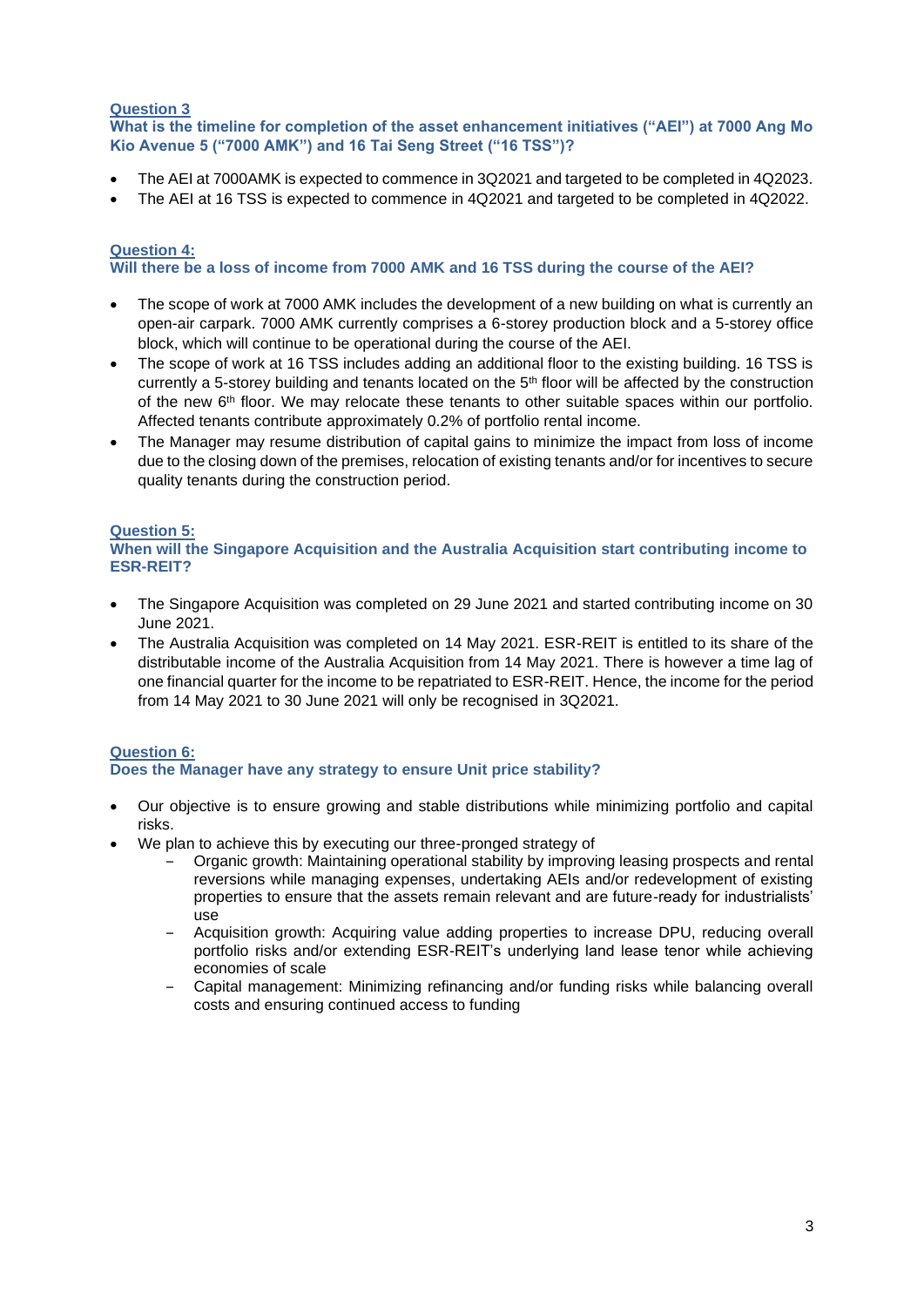### Question 3

**What is the timeline for completion of the asset enhancement initiatives ("AEI") at 7000 Ang Mo Kio Avenue 5 ("7000 AMK") and 16 Tai Seng Street ("16 TSS")?**

- The AEI at 7000AMK is expected to commence in 3Q2021 and targeted to be completed in 4Q2023.
- The AEI at 16 TSS is expected to commence in 4Q2021 and targeted to be completed in 4Q2022.

### Question 4:

**Will there be a loss of income from 7000 AMK and 16 TSS during the course of the AEI?**

- The scope of work at 7000 AMK includes the development of a new building on what is currently an open-air carpark. 7000 AMK currently comprises a 6-storey production block and a 5-storey office block, which will continue to be operational during the course of the AEI.
- The scope of work at 16 TSS includes adding an additional floor to the existing building. 16 TSS is currently a 5-storey building and tenants located on the 5th floor will be affected by the construction of the new 6th floor. We may relocate these tenants to other suitable spaces within our portfolio. Affected tenants contribute approximately 0.2% of portfolio rental income.
- The Manager may resume distribution of capital gains to minimize the impact from loss of income due to the closing down of the premises, relocation of existing tenants and/or for incentives to secure quality tenants during the construction period.

### Question 5:

**When will the Singapore Acquisition and the Australia Acquisition start contributing income to ESR-REIT?**

- The Singapore Acquisition was completed on 29 June 2021 and started contributing income on 30 June 2021.
- The Australia Acquisition was completed on 14 May 2021. ESR-REIT is entitled to its share of the distributable income of the Australia Acquisition from 14 May 2021. There is however a time lag of one financial quarter for the income to be repatriated to ESR-REIT. Hence, the income for the period from 14 May 2021 to 30 June 2021 will only be recognised in 3Q2021.

### Question 6:

**Does the Manager have any strategy to ensure Unit price stability?**

- Our objective is to ensure growing and stable distributions while minimizing portfolio and capital risks.
- We plan to achieve this by executing our three-pronged strategy of
  - Organic growth: Maintaining operational stability by improving leasing prospects and rental reversions while managing expenses, undertaking AEIs and/or redevelopment of existing properties to ensure that the assets remain relevant and are future-ready for industrialists' use
  - Acquisition growth: Acquiring value adding properties to increase DPU, reducing overall portfolio risks and/or extending ESR-REIT's underlying land lease tenor while achieving economies of scale
  - Capital management: Minimizing refinancing and/or funding risks while balancing overall costs and ensuring continued access to funding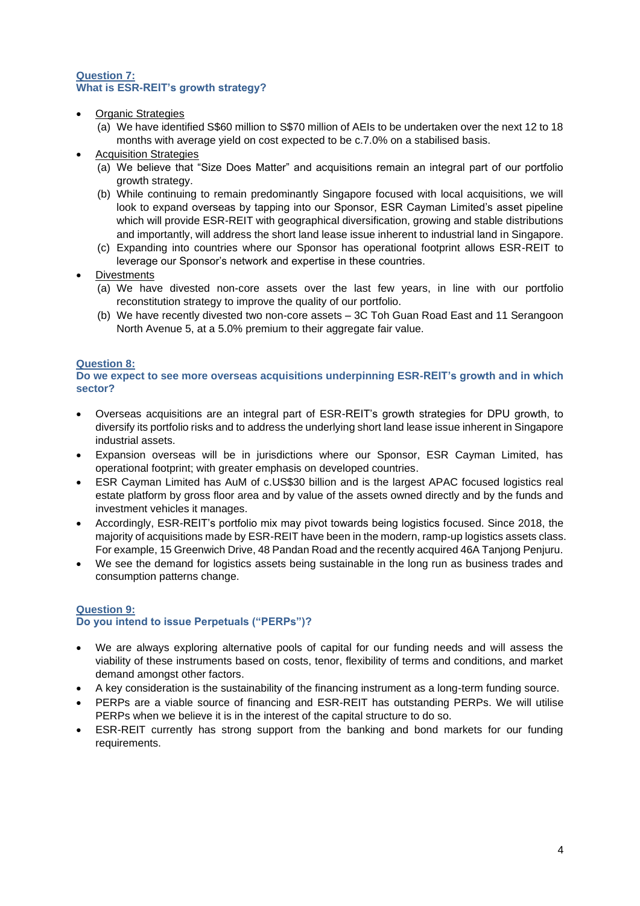**Question 7:**
**What is ESR-REIT's growth strategy?**

- Organic Strategies
  - (a) We have identified S$60 million to S$70 million of AEIs to be undertaken over the next 12 to 18 months with average yield on cost expected to be c.7.0% on a stabilised basis.
- Acquisition Strategies
  - (a) We believe that "Size Does Matter" and acquisitions remain an integral part of our portfolio growth strategy.
  - (b) While continuing to remain predominantly Singapore focused with local acquisitions, we will look to expand overseas by tapping into our Sponsor, ESR Cayman Limited's asset pipeline which will provide ESR-REIT with geographical diversification, growing and stable distributions and importantly, will address the short land lease issue inherent to industrial land in Singapore.
  - (c) Expanding into countries where our Sponsor has operational footprint allows ESR-REIT to leverage our Sponsor's network and expertise in these countries.
- Divestments
  - (a) We have divested non-core assets over the last few years, in line with our portfolio reconstitution strategy to improve the quality of our portfolio.
  - (b) We have recently divested two non-core assets – 3C Toh Guan Road East and 11 Serangoon North Avenue 5, at a 5.0% premium to their aggregate fair value.

**Question 8:**
**Do we expect to see more overseas acquisitions underpinning ESR-REIT's growth and in which sector?**

- Overseas acquisitions are an integral part of ESR-REIT's growth strategies for DPU growth, to diversify its portfolio risks and to address the underlying short land lease issue inherent in Singapore industrial assets.
- Expansion overseas will be in jurisdictions where our Sponsor, ESR Cayman Limited, has operational footprint; with greater emphasis on developed countries.
- ESR Cayman Limited has AuM of c.US$30 billion and is the largest APAC focused logistics real estate platform by gross floor area and by value of the assets owned directly and by the funds and investment vehicles it manages.
- Accordingly, ESR-REIT's portfolio mix may pivot towards being logistics focused. Since 2018, the majority of acquisitions made by ESR-REIT have been in the modern, ramp-up logistics assets class. For example, 15 Greenwich Drive, 48 Pandan Road and the recently acquired 46A Tanjong Penjuru.
- We see the demand for logistics assets being sustainable in the long run as business trades and consumption patterns change.

**Question 9:**
**Do you intend to issue Perpetuals ("PERPs")?**

- We are always exploring alternative pools of capital for our funding needs and will assess the viability of these instruments based on costs, tenor, flexibility of terms and conditions, and market demand amongst other factors.
- A key consideration is the sustainability of the financing instrument as a long-term funding source.
- PERPs are a viable source of financing and ESR-REIT has outstanding PERPs. We will utilise PERPs when we believe it is in the interest of the capital structure to do so.
- ESR-REIT currently has strong support from the banking and bond markets for our funding requirements.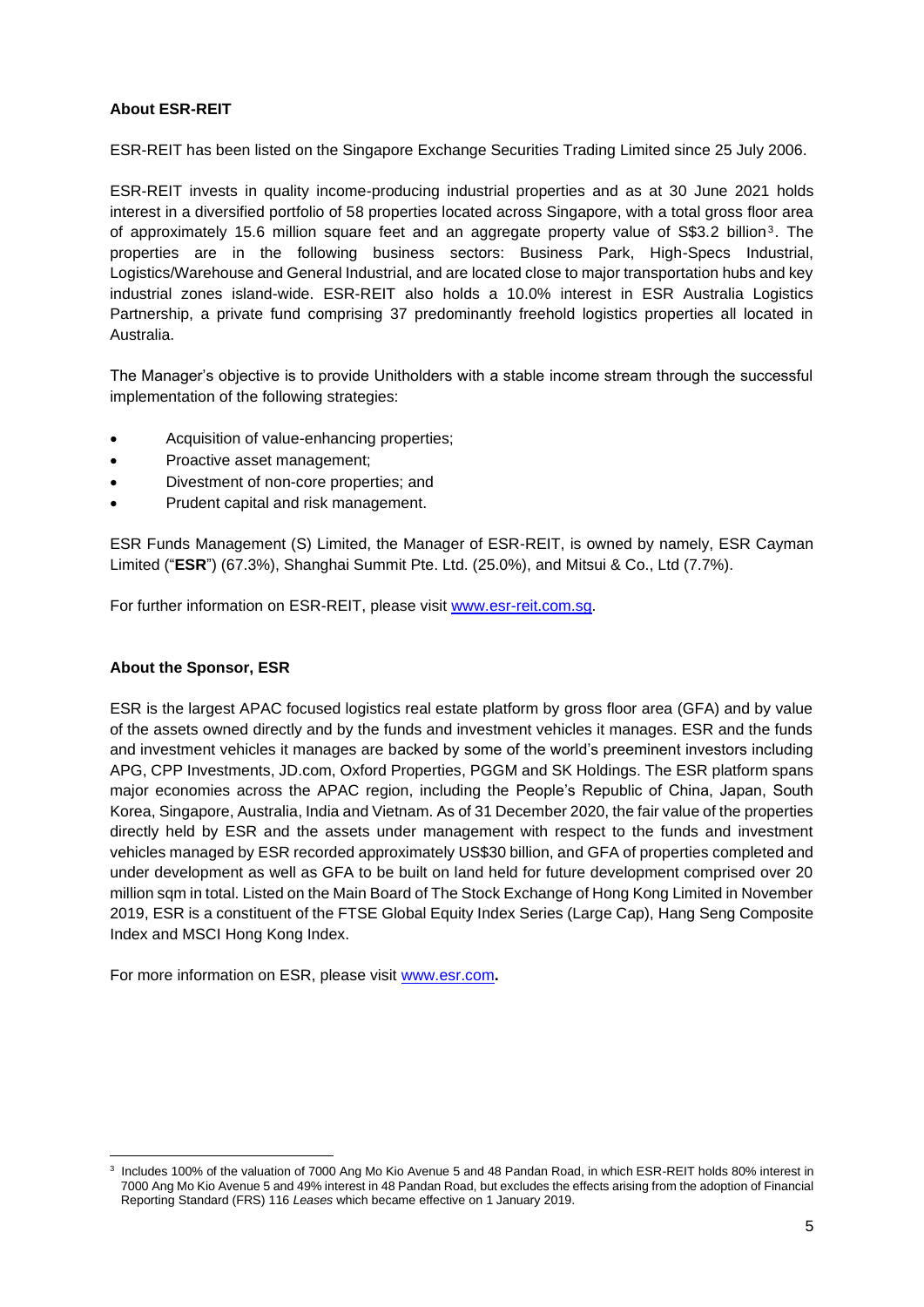**About ESR-REIT**

ESR-REIT has been listed on the Singapore Exchange Securities Trading Limited since 25 July 2006.

ESR-REIT invests in quality income-producing industrial properties and as at 30 June 2021 holds interest in a diversified portfolio of 58 properties located across Singapore, with a total gross floor area of approximately 15.6 million square feet and an aggregate property value of S$3.2 billion[3]. The properties are in the following business sectors: Business Park, High-Specs Industrial, Logistics/Warehouse and General Industrial, and are located close to major transportation hubs and key industrial zones island-wide. ESR-REIT also holds a 10.0% interest in ESR Australia Logistics Partnership, a private fund comprising 37 predominantly freehold logistics properties all located in Australia.

The Manager's objective is to provide Unitholders with a stable income stream through the successful implementation of the following strategies:

- Acquisition of value-enhancing properties;
- Proactive asset management;
- Divestment of non-core properties; and
- Prudent capital and risk management.

ESR Funds Management (S) Limited, the Manager of ESR-REIT, is owned by namely, ESR Cayman Limited ("**ESR**") (67.3%), Shanghai Summit Pte. Ltd. (25.0%), and Mitsui & Co., Ltd (7.7%).

For further information on ESR-REIT, please visit [www.esr-reit.com.sg](http://www.esr-reit.com.sg).

**About the Sponsor, ESR**

ESR is the largest APAC focused logistics real estate platform by gross floor area (GFA) and by value of the assets owned directly and by the funds and investment vehicles it manages. ESR and the funds and investment vehicles it manages are backed by some of the world's preeminent investors including APG, CPP Investments, JD.com, Oxford Properties, PGGM and SK Holdings. The ESR platform spans major economies across the APAC region, including the People's Republic of China, Japan, South Korea, Singapore, Australia, India and Vietnam. As of 31 December 2020, the fair value of the properties directly held by ESR and the assets under management with respect to the funds and investment vehicles managed by ESR recorded approximately US$30 billion, and GFA of properties completed and under development as well as GFA to be built on land held for future development comprised over 20 million sqm in total. Listed on the Main Board of The Stock Exchange of Hong Kong Limited in November 2019, ESR is a constituent of the FTSE Global Equity Index Series (Large Cap), Hang Seng Composite Index and MSCI Hong Kong Index.

For more information on ESR, please visit [www.esr.com](http://www.esr.com)**.**

---

[3] Includes 100% of the valuation of 7000 Ang Mo Kio Avenue 5 and 48 Pandan Road, in which ESR-REIT holds 80% interest in 7000 Ang Mo Kio Avenue 5 and 49% interest in 48 Pandan Road, but excludes the effects arising from the adoption of Financial Reporting Standard (FRS) 116 *Leases* which became effective on 1 January 2019.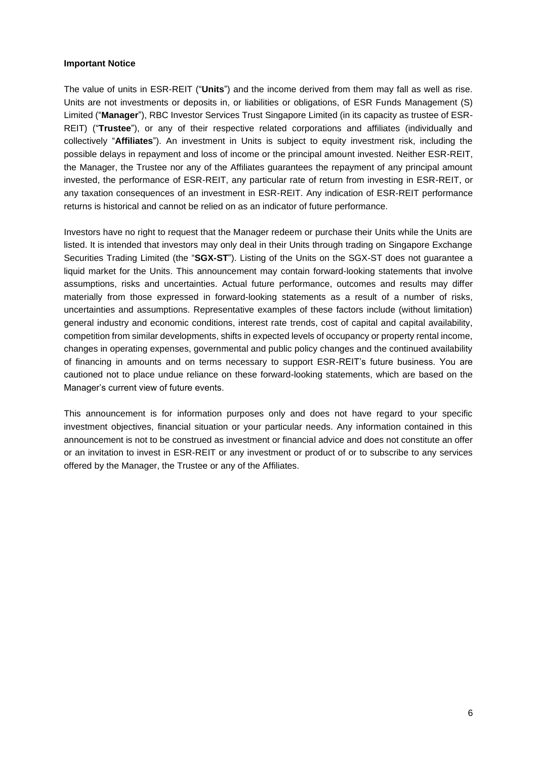**Important Notice**

The value of units in ESR-REIT ("**Units**") and the income derived from them may fall as well as rise. Units are not investments or deposits in, or liabilities or obligations, of ESR Funds Management (S) Limited ("**Manager**"), RBC Investor Services Trust Singapore Limited (in its capacity as trustee of ESR-REIT) ("**Trustee**"), or any of their respective related corporations and affiliates (individually and collectively "**Affiliates**"). An investment in Units is subject to equity investment risk, including the possible delays in repayment and loss of income or the principal amount invested. Neither ESR-REIT, the Manager, the Trustee nor any of the Affiliates guarantees the repayment of any principal amount invested, the performance of ESR-REIT, any particular rate of return from investing in ESR-REIT, or any taxation consequences of an investment in ESR-REIT. Any indication of ESR-REIT performance returns is historical and cannot be relied on as an indicator of future performance.

Investors have no right to request that the Manager redeem or purchase their Units while the Units are listed. It is intended that investors may only deal in their Units through trading on Singapore Exchange Securities Trading Limited (the "**SGX-ST**"). Listing of the Units on the SGX-ST does not guarantee a liquid market for the Units. This announcement may contain forward-looking statements that involve assumptions, risks and uncertainties. Actual future performance, outcomes and results may differ materially from those expressed in forward-looking statements as a result of a number of risks, uncertainties and assumptions. Representative examples of these factors include (without limitation) general industry and economic conditions, interest rate trends, cost of capital and capital availability, competition from similar developments, shifts in expected levels of occupancy or property rental income, changes in operating expenses, governmental and public policy changes and the continued availability of financing in amounts and on terms necessary to support ESR-REIT's future business. You are cautioned not to place undue reliance on these forward-looking statements, which are based on the Manager's current view of future events.

This announcement is for information purposes only and does not have regard to your specific investment objectives, financial situation or your particular needs. Any information contained in this announcement is not to be construed as investment or financial advice and does not constitute an offer or an invitation to invest in ESR-REIT or any investment or product of or to subscribe to any services offered by the Manager, the Trustee or any of the Affiliates.